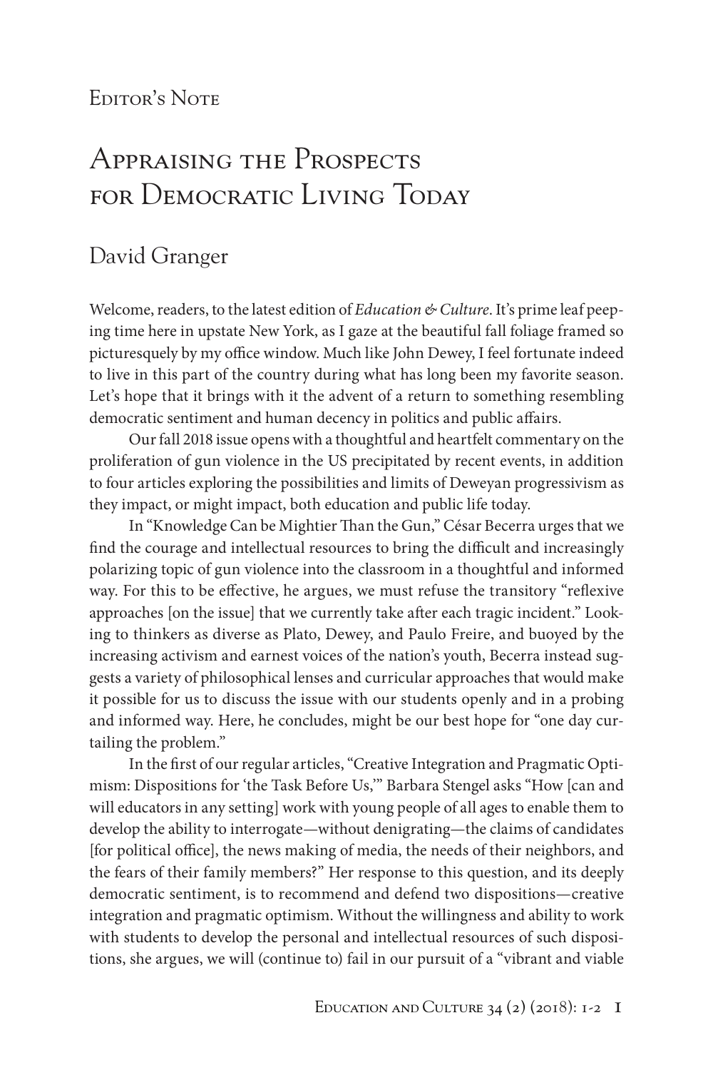Editor's Note

# Appraising the Prospects for Democratic Living Today

## David Granger

Welcome, readers, to the latest edition of *Education & Culture*. It's prime leaf peeping time here in upstate New York, as I gaze at the beautiful fall foliage framed so picturesquely by my office window. Much like John Dewey, I feel fortunate indeed to live in this part of the country during what has long been my favorite season. Let's hope that it brings with it the advent of a return to something resembling democratic sentiment and human decency in politics and public affairs.

Our fall 2018 issue opens with a thoughtful and heartfelt commentary on the proliferation of gun violence in the US precipitated by recent events, in addition to four articles exploring the possibilities and limits of Deweyan progressivism as they impact, or might impact, both education and public life today.

In "Knowledge Can be Mightier Than the Gun," César Becerra urges that we find the courage and intellectual resources to bring the difficult and increasingly polarizing topic of gun violence into the classroom in a thoughtful and informed way. For this to be effective, he argues, we must refuse the transitory "reflexive approaches [on the issue] that we currently take after each tragic incident." Looking to thinkers as diverse as Plato, Dewey, and Paulo Freire, and buoyed by the increasing activism and earnest voices of the nation's youth, Becerra instead suggests a variety of philosophical lenses and curricular approaches that would make it possible for us to discuss the issue with our students openly and in a probing and informed way. Here, he concludes, might be our best hope for "one day curtailing the problem."

In the first of our regular articles, "Creative Integration and Pragmatic Optimism: Dispositions for 'the Task Before Us,'" Barbara Stengel asks "How [can and will educators in any setting] work with young people of all ages to enable them to develop the ability to interrogate—without denigrating—the claims of candidates [for political office], the news making of media, the needs of their neighbors, and the fears of their family members?" Her response to this question, and its deeply democratic sentiment, is to recommend and defend two dispositions—creative integration and pragmatic optimism. Without the willingness and ability to work with students to develop the personal and intellectual resources of such dispositions, she argues, we will (continue to) fail in our pursuit of a "vibrant and viable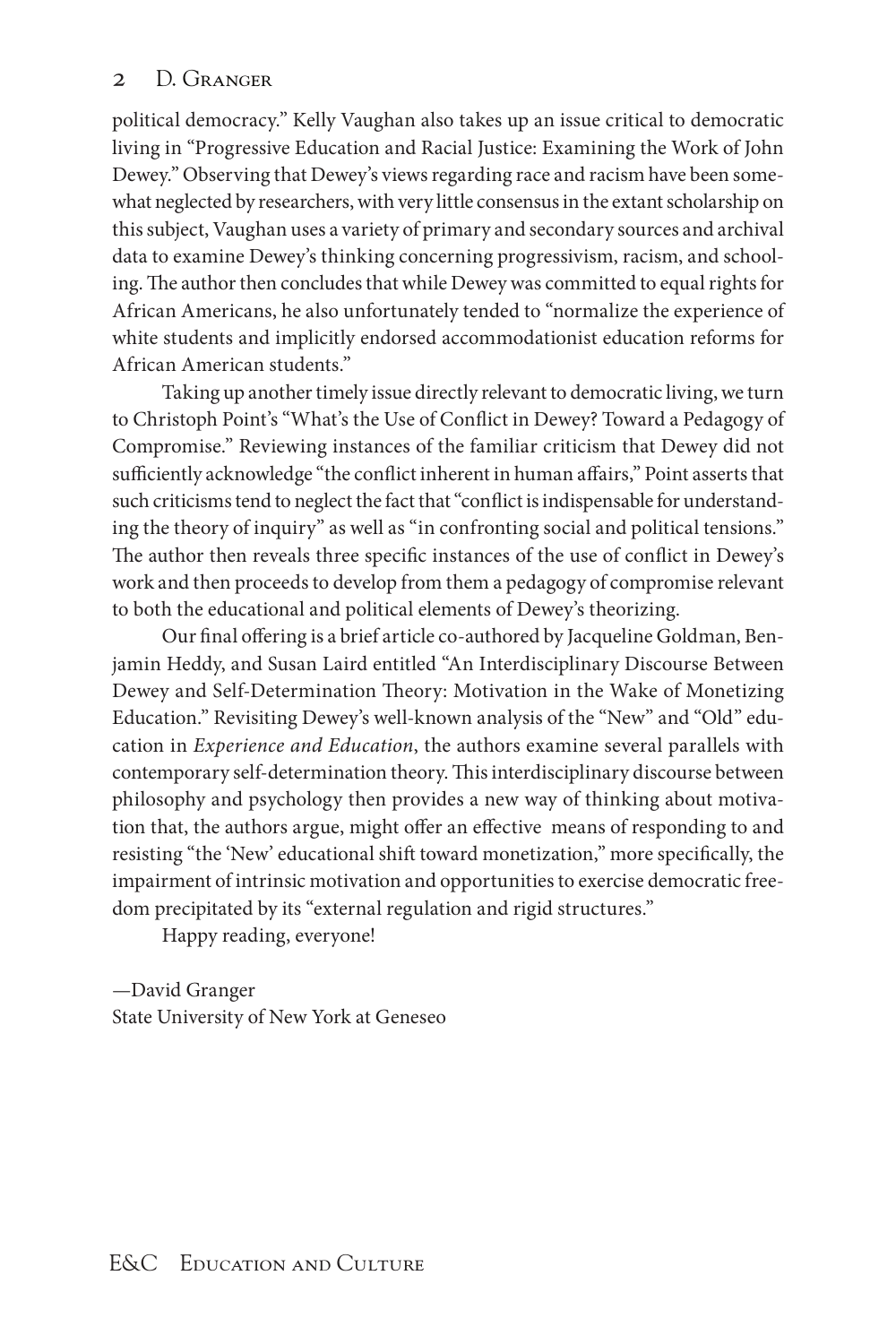political democracy." Kelly Vaughan also takes up an issue critical to democratic living in "Progressive Education and Racial Justice: Examining the Work of John Dewey." Observing that Dewey's views regarding race and racism have been somewhat neglected by researchers, with very little consensus in the extant scholarship on this subject, Vaughan uses a variety of primary and secondary sources and archival data to examine Dewey's thinking concerning progressivism, racism, and schooling. The author then concludes that while Dewey was committed to equal rights for African Americans, he also unfortunately tended to "normalize the experience of white students and implicitly endorsed accommodationist education reforms for African American students."

Taking up another timely issue directly relevant to democratic living, we turn to Christoph Point's "What's the Use of Conflict in Dewey? Toward a Pedagogy of Compromise." Reviewing instances of the familiar criticism that Dewey did not sufficiently acknowledge "the conflict inherent in human affairs," Point asserts that such criticisms tend to neglect the fact that "conflict is indispensable for understanding the theory of inquiry" as well as "in confronting social and political tensions." The author then reveals three specific instances of the use of conflict in Dewey's work and then proceeds to develop from them a pedagogy of compromise relevant to both the educational and political elements of Dewey's theorizing.

Our final offering is a brief article co-authored by Jacqueline Goldman, Benjamin Heddy, and Susan Laird entitled "An Interdisciplinary Discourse Between Dewey and Self-Determination Theory: Motivation in the Wake of Monetizing Education." Revisiting Dewey's well-known analysis of the "New" and "Old" education in *Experience and Education*, the authors examine several parallels with contemporary self-determination theory. This interdisciplinary discourse between philosophy and psychology then provides a new way of thinking about motivation that, the authors argue, might offer an effective means of responding to and resisting "the 'New' educational shift toward monetization," more specifically, the impairment of intrinsic motivation and opportunities to exercise democratic freedom precipitated by its "external regulation and rigid structures."

Happy reading, everyone!

—David Granger
State University of New York at Geneseo